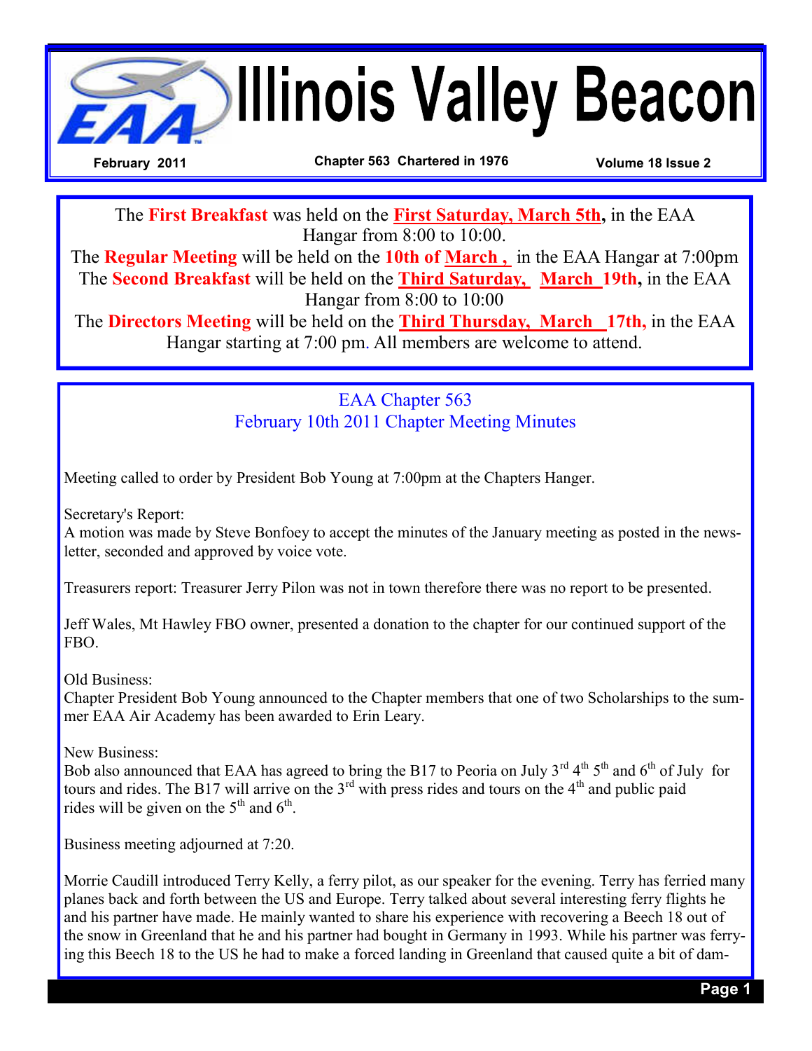# Illinois Valley Beacon

**February 2011** | **Chapter 563 Chartered in 1976** | **Volume 18 Issue 2**

The **First Breakfast** was held on the **First Saturday, March 5th,** in the EAA Hangar from 8:00 to 10:00.

The **Regular Meeting** will be held on the **10th of March ,** in the EAA Hangar at 7:00pm

The **Second Breakfast** will be held on the **Third Saturday, March 19th,** in the EAA Hangar from 8:00 to 10:00

The **Directors Meeting** will be held on the **Third Thursday, March 17th,** in the EAA Hangar starting at 7:00 pm. All members are welcome to attend.

## EAA Chapter 563
## February 10th 2011 Chapter Meeting Minutes

Meeting called to order by President Bob Young at 7:00pm at the Chapters Hanger.

Secretary's Report:
A motion was made by Steve Bonfoey to accept the minutes of the January meeting as posted in the newsletter, seconded and approved by voice vote.

Treasurers report: Treasurer Jerry Pilon was not in town therefore there was no report to be presented.

Jeff Wales, Mt Hawley FBO owner, presented a donation to the chapter for our continued support of the FBO.

Old Business:
Chapter President Bob Young announced to the Chapter members that one of two Scholarships to the summer EAA Air Academy has been awarded to Erin Leary.

New Business:
Bob also announced that EAA has agreed to bring the B17 to Peoria on July 3rd 4th 5th and 6th of July for tours and rides. The B17 will arrive on the 3rd with press rides and tours on the 4th and public paid rides will be given on the 5th and 6th.

Business meeting adjourned at 7:20.

Morrie Caudill introduced Terry Kelly, a ferry pilot, as our speaker for the evening. Terry has ferried many planes back and forth between the US and Europe. Terry talked about several interesting ferry flights he and his partner have made. He mainly wanted to share his experience with recovering a Beech 18 out of the snow in Greenland that he and his partner had bought in Germany in 1993. While his partner was ferrying this Beech 18 to the US he had to make a forced landing in Greenland that caused quite a bit of dam-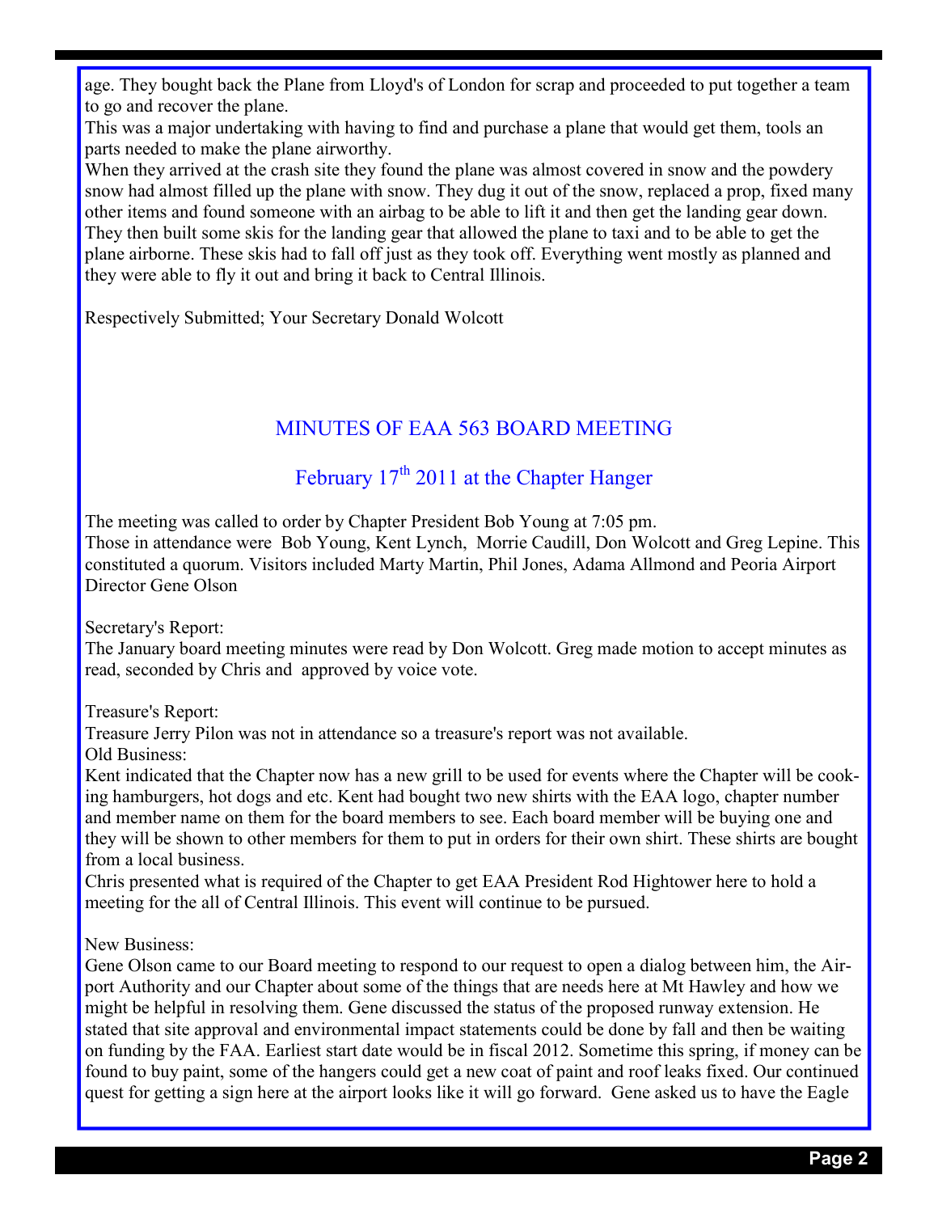age. They bought back the Plane from Lloyd's of London for scrap and proceeded to put together a team to go and recover the plane.

This was a major undertaking with having to find and purchase a plane that would get them, tools an parts needed to make the plane airworthy.

When they arrived at the crash site they found the plane was almost covered in snow and the powdery snow had almost filled up the plane with snow. They dug it out of the snow, replaced a prop, fixed many other items and found someone with an airbag to be able to lift it and then get the landing gear down. They then built some skis for the landing gear that allowed the plane to taxi and to be able to get the plane airborne. These skis had to fall off just as they took off. Everything went mostly as planned and they were able to fly it out and bring it back to Central Illinois.

Respectively Submitted; Your Secretary Donald Wolcott

## MINUTES OF EAA 563 BOARD MEETING

### February 17th 2011 at the Chapter Hanger

The meeting was called to order by Chapter President Bob Young at 7:05 pm.

Those in attendance were Bob Young, Kent Lynch, Morrie Caudill, Don Wolcott and Greg Lepine. This constituted a quorum. Visitors included Marty Martin, Phil Jones, Adama Allmond and Peoria Airport Director Gene Olson

Secretary's Report:

The January board meeting minutes were read by Don Wolcott. Greg made motion to accept minutes as read, seconded by Chris and approved by voice vote.

Treasure's Report:

Treasure Jerry Pilon was not in attendance so a treasure's report was not available.

Old Business:

Kent indicated that the Chapter now has a new grill to be used for events where the Chapter will be cooking hamburgers, hot dogs and etc. Kent had bought two new shirts with the EAA logo, chapter number and member name on them for the board members to see. Each board member will be buying one and they will be shown to other members for them to put in orders for their own shirt. These shirts are bought from a local business.

Chris presented what is required of the Chapter to get EAA President Rod Hightower here to hold a meeting for the all of Central Illinois. This event will continue to be pursued.

New Business:

Gene Olson came to our Board meeting to respond to our request to open a dialog between him, the Airport Authority and our Chapter about some of the things that are needs here at Mt Hawley and how we might be helpful in resolving them. Gene discussed the status of the proposed runway extension. He stated that site approval and environmental impact statements could be done by fall and then be waiting on funding by the FAA. Earliest start date would be in fiscal 2012. Sometime this spring, if money can be found to buy paint, some of the hangers could get a new coat of paint and roof leaks fixed. Our continued quest for getting a sign here at the airport looks like it will go forward. Gene asked us to have the Eagle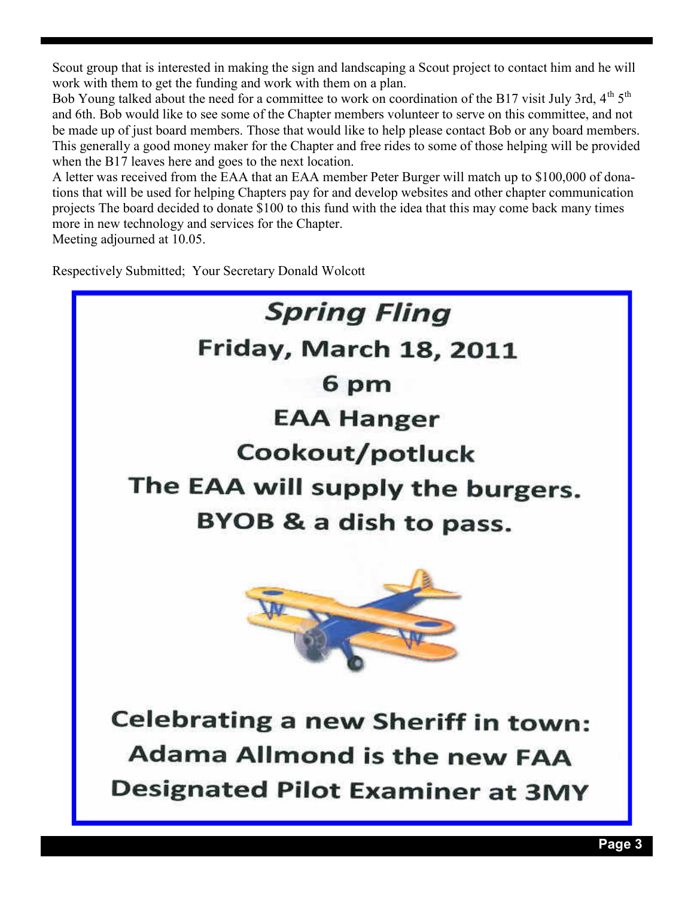Scout group that is interested in making the sign and landscaping a Scout project to contact him and he will work with them to get the funding and work with them on a plan.

Bob Young talked about the need for a committee to work on coordination of the B17 visit July 3rd, 4th 5th and 6th. Bob would like to see some of the Chapter members volunteer to serve on this committee, and not be made up of just board members. Those that would like to help please contact Bob or any board members. This generally a good money maker for the Chapter and free rides to some of those helping will be provided when the B17 leaves here and goes to the next location.

A letter was received from the EAA that an EAA member Peter Burger will match up to $100,000 of donations that will be used for helping Chapters pay for and develop websites and other chapter communication projects The board decided to donate $100 to this fund with the idea that this may come back many times more in new technology and services for the Chapter.

Meeting adjourned at 10.05.

Respectively Submitted; Your Secretary Donald Wolcott

## *Spring Fling*

**Friday, March 18, 2011**

**6 pm**

**EAA Hanger**

**Cookout/potluck**

**The EAA will supply the burgers.**

**BYOB & a dish to pass.**

**Celebrating a new Sheriff in town: Adama Allmond is the new FAA Designated Pilot Examiner at 3MY**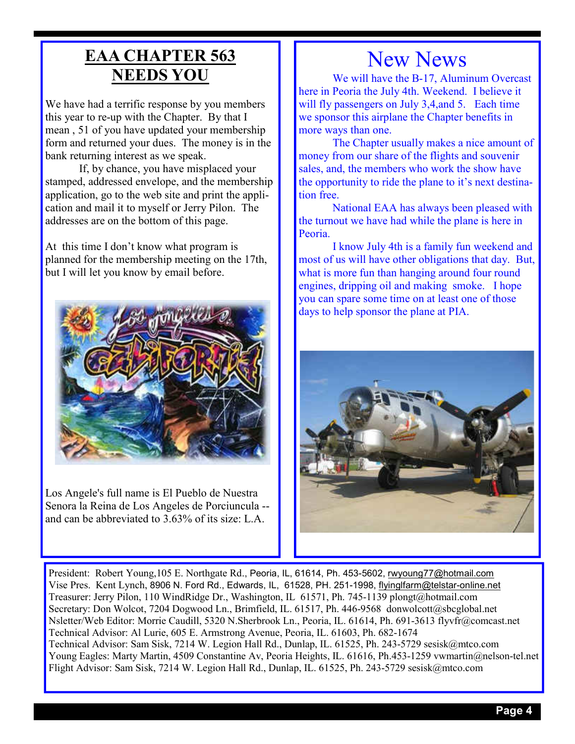## EAA CHAPTER 563 NEEDS YOU

We have had a terrific response by you members this year to re-up with the Chapter. By that I mean , 51 of you have updated your membership form and returned your dues. The money is in the bank returning interest as we speak.

If, by chance, you have misplaced your stamped, addressed envelope, and the membership application, go to the web site and print the application and mail it to myself or Jerry Pilon. The addresses are on the bottom of this page.

At this time I don't know what program is planned for the membership meeting on the 17th, but I will let you know by email before.

Los Angele's full name is El Pueblo de Nuestra Senora la Reina de Los Angeles de Porciuncula -- and can be abbreviated to 3.63% of its size: L.A.

## New News

We will have the B-17, Aluminum Overcast here in Peoria the July 4th. Weekend. I believe it will fly passengers on July 3,4,and 5. Each time we sponsor this airplane the Chapter benefits in more ways than one.

The Chapter usually makes a nice amount of money from our share of the flights and souvenir sales, and, the members who work the show have the opportunity to ride the plane to it's next destination free.

National EAA has always been pleased with the turnout we have had while the plane is here in Peoria.

I know July 4th is a family fun weekend and most of us will have other obligations that day. But, what is more fun than hanging around four round engines, dripping oil and making smoke. I hope you can spare some time on at least one of those days to help sponsor the plane at PIA.

President: Robert Young,105 E. Northgate Rd., Peoria, IL, 61614, Ph. 453-5602, rwyoung77@hotmail.com
Vise Pres. Kent Lynch, 8906 N. Ford Rd., Edwards, IL, 61528, PH. 251-1998, flyinglfarm@telstar-online.net
Treasurer: Jerry Pilon, 110 WindRidge Dr., Washington, IL 61571, Ph. 745-1139 plongt@hotmail.com
Secretary: Don Wolcot, 7204 Dogwood Ln., Brimfield, IL. 61517, Ph. 446-9568 donwolcott@sbcglobal.net
Nsletter/Web Editor: Morrie Caudill, 5320 N.Sherbrook Ln., Peoria, IL. 61614, Ph. 691-3613 flyvfr@comcast.net
Technical Advisor: Al Lurie, 605 E. Armstrong Avenue, Peoria, IL. 61603, Ph. 682-1674
Technical Advisor: Sam Sisk, 7214 W. Legion Hall Rd., Dunlap, IL. 61525, Ph. 243-5729 sesisk@mtco.com
Young Eagles: Marty Martin, 4509 Constantine Av, Peoria Heights, IL. 61616, Ph.453-1259 vwmartin@nelson-tel.net
Flight Advisor: Sam Sisk, 7214 W. Legion Hall Rd., Dunlap, IL. 61525, Ph. 243-5729 sesisk@mtco.com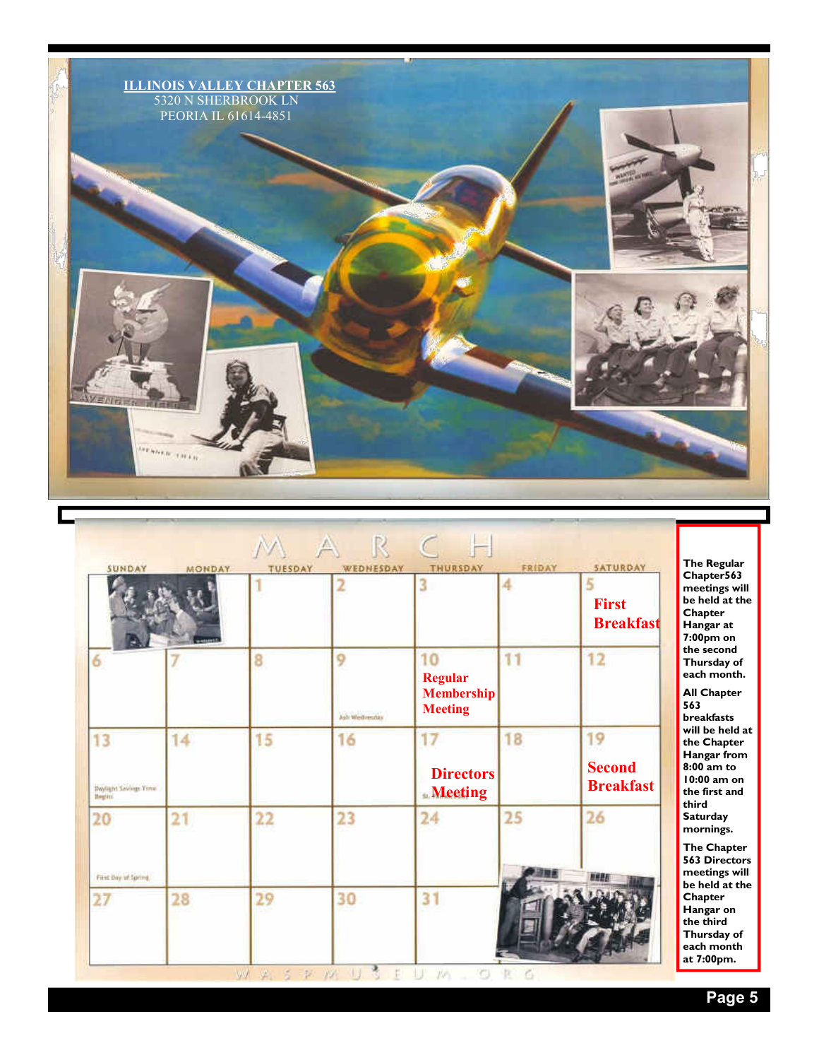**ILLINOIS VALLEY CHAPTER 563**
5320 N SHERBROOK LN
PEORIA IL 61614-4851

# MARCH

| SUNDAY | MONDAY | TUESDAY | WEDNESDAY | THURSDAY | FRIDAY | SATURDAY |
|---|---|---|---|---|---|---|
| | | 1 | 2 | 3 | 4 | 5 First Breakfast |
| 6 | 7 | 8 | 9 Ash Wednesday | 10 Regular Membership Meeting | 11 | 12 |
| 13 Daylight Savings Time Begins | 14 | 15 | 16 | 17 Directors Meeting | 18 | 19 Second Breakfast |
| 20 First Day of Spring | 21 | 22 | 23 | 24 | 25 | 26 |
| 27 | 28 | 29 | 30 | 31 | | |

WASPMUSEUM.ORG

**The Regular Chapter563 meetings will be held at the Chapter Hangar at 7:00pm on the second Thursday of each month.**

**All Chapter 563 breakfasts will be held at the Chapter Hangar from 8:00 am to 10:00 am on the first and third Saturday mornings.**

**The Chapter 563 Directors meetings will be held at the Chapter Hangar on the third Thursday of each month at 7:00pm.**